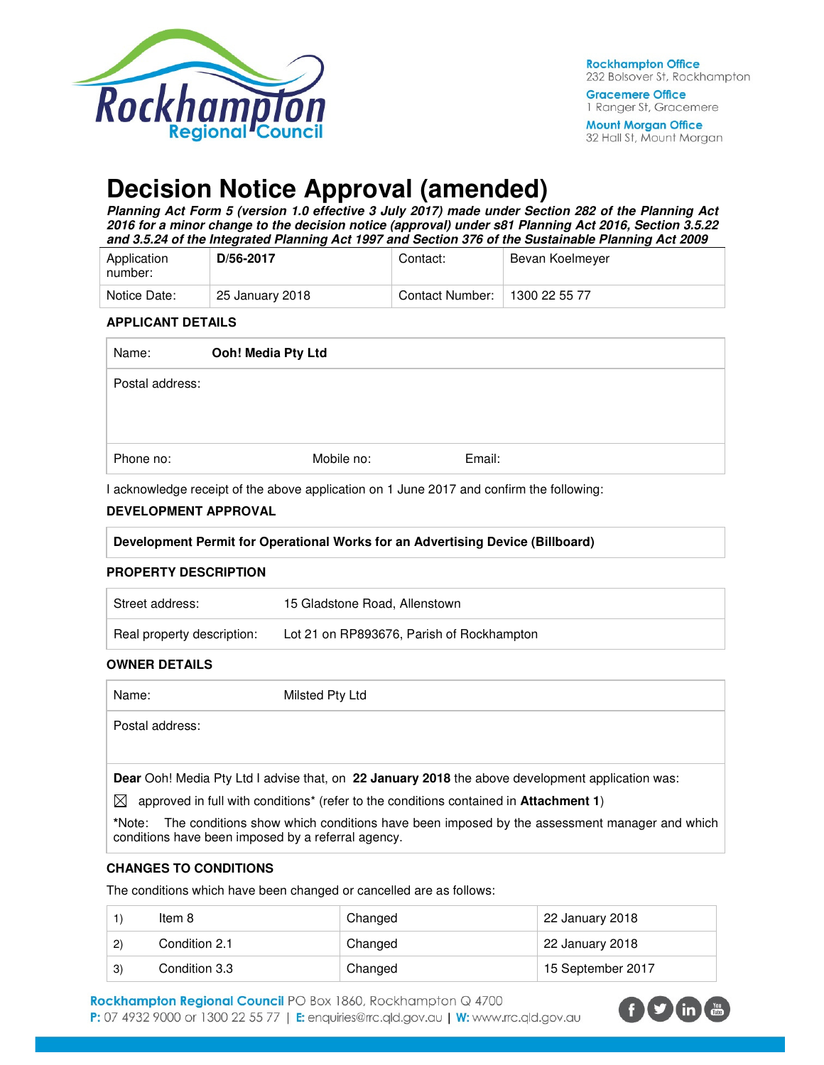Rockhampton Office
232 Bolsover St, Rockhampton

Gracemere Office
1 Ranger St, Gracemere

Mount Morgan Office
32 Hall St, Mount Morgan

# Decision Notice Approval (amended)

***Planning Act Form 5 (version 1.0 effective 3 July 2017) made under Section 282 of the Planning Act 2016 for a minor change to the decision notice (approval) under s81 Planning Act 2016, Section 3.5.22 and 3.5.24 of the Integrated Planning Act 1997 and Section 376 of the Sustainable Planning Act 2009***

| | | | |
|---|---|---|---|
| Application number: | **D/56-2017** | Contact: | Bevan Koelmeyer |
| Notice Date: | 25 January 2018 | Contact Number: | 1300 22 55 77 |

### APPLICANT DETAILS

| | | | |
|---|---|---|---|
| Name: | **Ooh! Media Pty Ltd** | | |
| Postal address: | | | |
| Phone no: | Mobile no: | Email: | |

I acknowledge receipt of the above application on 1 June 2017 and confirm the following:

### DEVELOPMENT APPROVAL

**Development Permit for Operational Works for an Advertising Device (Billboard)**

### PROPERTY DESCRIPTION

| | |
|---|---|
| Street address: | 15 Gladstone Road, Allenstown |
| Real property description: | Lot 21 on RP893676, Parish of Rockhampton |

### OWNER DETAILS

| | |
|---|---|
| Name: | Milsted Pty Ltd |
| Postal address: | |

**Dear** Ooh! Media Pty Ltd I advise that, on **22 January 2018** the above development application was:

☒ approved in full with conditions* (refer to the conditions contained in **Attachment 1**)

***Note:** The conditions show which conditions have been imposed by the assessment manager and which conditions have been imposed by a referral agency.

### CHANGES TO CONDITIONS

The conditions which have been changed or cancelled are as follows:

| | | | |
|---|---|---|---|
| 1) | Item 8 | Changed | 22 January 2018 |
| 2) | Condition 2.1 | Changed | 22 January 2018 |
| 3) | Condition 3.3 | Changed | 15 September 2017 |

**Rockhampton Regional Council** PO Box 1860, Rockhampton Q 4700
**P:** 07 4932 9000 or 1300 22 55 77 | **E:** enquiries@rrc.qld.gov.au | **W:** www.rrc.qld.gov.au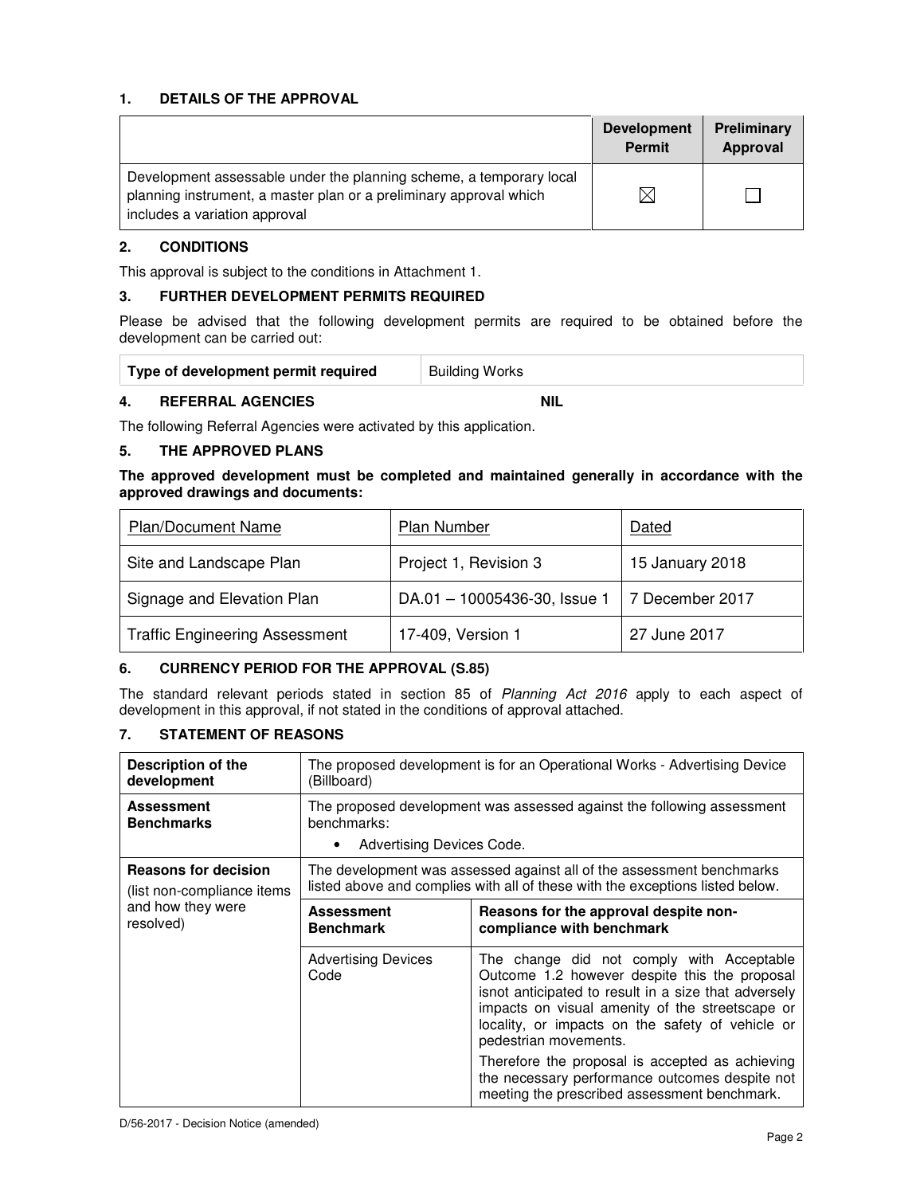## 1. DETAILS OF THE APPROVAL

| | Development Permit | Preliminary Approval |
|---|---|---|
| Development assessable under the planning scheme, a temporary local planning instrument, a master plan or a preliminary approval which includes a variation approval | ☒ | ☐ |

## 2. CONDITIONS

This approval is subject to the conditions in Attachment 1.

## 3. FURTHER DEVELOPMENT PERMITS REQUIRED

Please be advised that the following development permits are required to be obtained before the development can be carried out:

| | |
|---|---|
| **Type of development permit required** | Building Works |

## 4. REFERRAL AGENCIES NIL

The following Referral Agencies were activated by this application.

## 5. THE APPROVED PLANS

**The approved development must be completed and maintained generally in accordance with the approved drawings and documents:**

| Plan/Document Name | Plan Number | Dated |
|---|---|---|
| Site and Landscape Plan | Project 1, Revision 3 | 15 January 2018 |
| Signage and Elevation Plan | DA.01 – 10005436-30, Issue 1 | 7 December 2017 |
| Traffic Engineering Assessment | 17-409, Version 1 | 27 June 2017 |

## 6. CURRENCY PERIOD FOR THE APPROVAL (S.85)

The standard relevant periods stated in section 85 of *Planning Act 2016* apply to each aspect of development in this approval, if not stated in the conditions of approval attached.

## 7. STATEMENT OF REASONS

| | | |
|---|---|---|
| **Description of the development** | The proposed development is for an Operational Works - Advertising Device (Billboard) | |
| **Assessment Benchmarks** | The proposed development was assessed against the following assessment benchmarks:<br>• Advertising Devices Code. | |
| **Reasons for decision** (list non-compliance items and how they were resolved) | The development was assessed against all of the assessment benchmarks listed above and complies with all of these with the exceptions listed below. | |
| | **Assessment Benchmark** | **Reasons for the approval despite non-compliance with benchmark** |
| | Advertising Devices Code | The change did not comply with Acceptable Outcome 1.2 however despite this the proposal isnot anticipated to result in a size that adversely impacts on visual amenity of the streetscape or locality, or impacts on the safety of vehicle or pedestrian movements.<br>Therefore the proposal is accepted as achieving the necessary performance outcomes despite not meeting the prescribed assessment benchmark. |

D/56-2017 - Decision Notice (amended)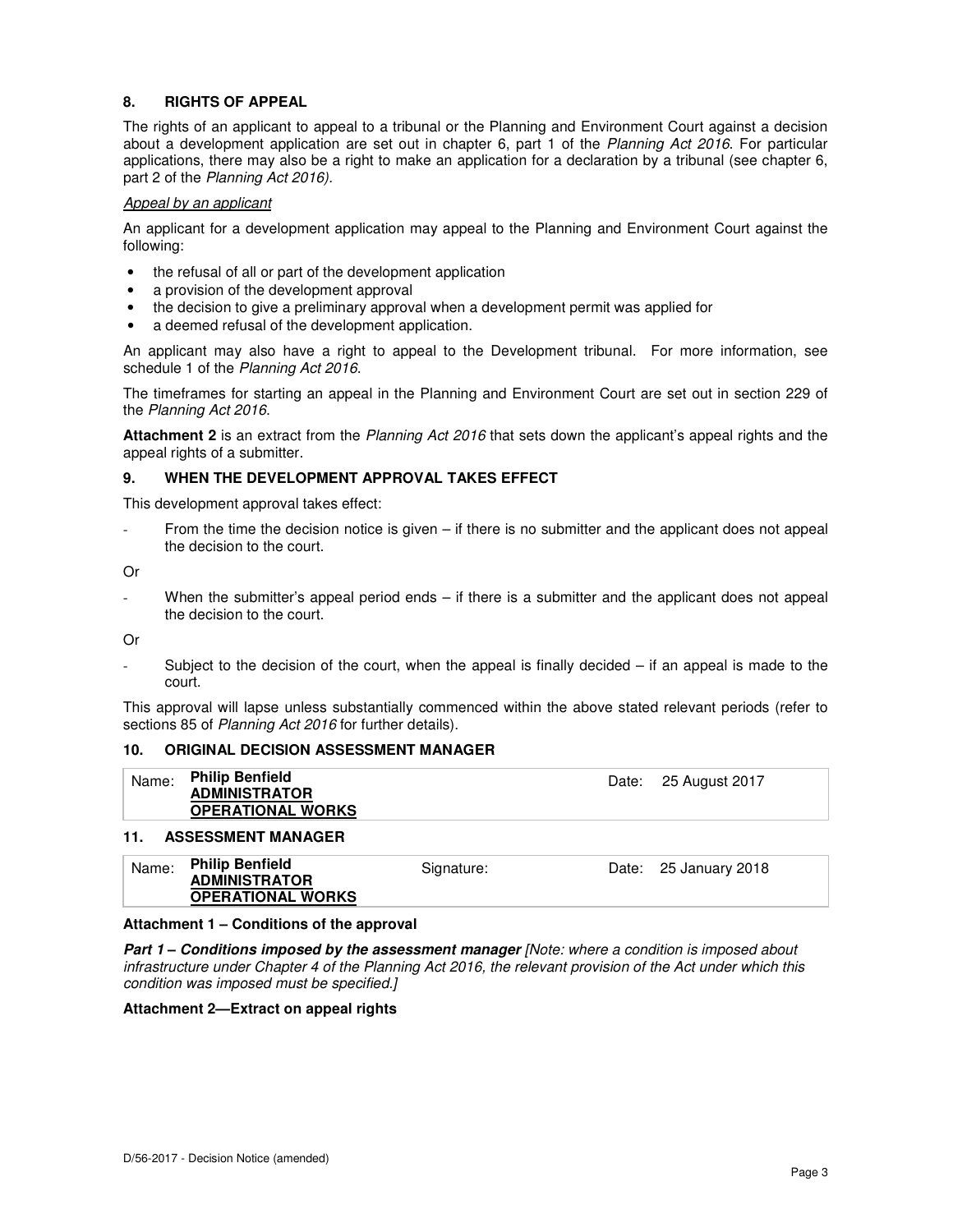## 8. RIGHTS OF APPEAL

The rights of an applicant to appeal to a tribunal or the Planning and Environment Court against a decision about a development application are set out in chapter 6, part 1 of the *Planning Act 2016*. For particular applications, there may also be a right to make an application for a declaration by a tribunal (see chapter 6, part 2 of the *Planning Act 2016).*

*Appeal by an applicant*

An applicant for a development application may appeal to the Planning and Environment Court against the following:

- the refusal of all or part of the development application
- a provision of the development approval
- the decision to give a preliminary approval when a development permit was applied for
- a deemed refusal of the development application.

An applicant may also have a right to appeal to the Development tribunal. For more information, see schedule 1 of the *Planning Act 2016*.

The timeframes for starting an appeal in the Planning and Environment Court are set out in section 229 of the *Planning Act 2016*.

**Attachment 2** is an extract from the *Planning Act 2016* that sets down the applicant's appeal rights and the appeal rights of a submitter.

## 9. WHEN THE DEVELOPMENT APPROVAL TAKES EFFECT

This development approval takes effect:

- From the time the decision notice is given – if there is no submitter and the applicant does not appeal the decision to the court.

Or

- When the submitter's appeal period ends – if there is a submitter and the applicant does not appeal the decision to the court.

Or

- Subject to the decision of the court, when the appeal is finally decided – if an appeal is made to the court.

This approval will lapse unless substantially commenced within the above stated relevant periods (refer to sections 85 of *Planning Act 2016* for further details).

## 10. ORIGINAL DECISION ASSESSMENT MANAGER

| | | | |
|---|---|---|---|
| Name: | **Philip Benfield**<br>**ADMINISTRATOR**<br>**OPERATIONAL WORKS** | Date: | 25 August 2017 |

## 11. ASSESSMENT MANAGER

| | | | | |
|---|---|---|---|---|
| Name: | **Philip Benfield**<br>**ADMINISTRATOR**<br>**OPERATIONAL WORKS** | Signature: | Date: | 25 January 2018 |

**Attachment 1 – Conditions of the approval**

***Part 1 – Conditions imposed by the assessment manager*** *[Note: where a condition is imposed about infrastructure under Chapter 4 of the Planning Act 2016, the relevant provision of the Act under which this condition was imposed must be specified.]*

**Attachment 2—Extract on appeal rights**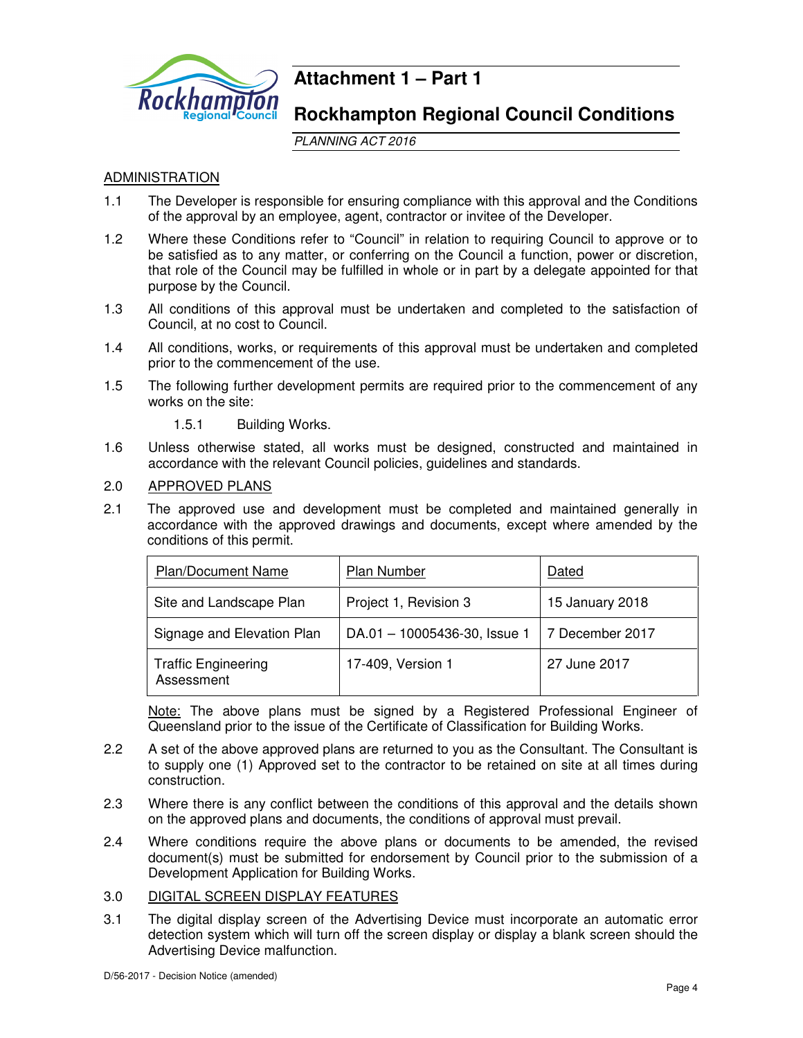# Attachment 1 – Part 1

## Rockhampton Regional Council Conditions

*PLANNING ACT 2016*

ADMINISTRATION

1.1 The Developer is responsible for ensuring compliance with this approval and the Conditions of the approval by an employee, agent, contractor or invitee of the Developer.

1.2 Where these Conditions refer to "Council" in relation to requiring Council to approve or to be satisfied as to any matter, or conferring on the Council a function, power or discretion, that role of the Council may be fulfilled in whole or in part by a delegate appointed for that purpose by the Council.

1.3 All conditions of this approval must be undertaken and completed to the satisfaction of Council, at no cost to Council.

1.4 All conditions, works, or requirements of this approval must be undertaken and completed prior to the commencement of the use.

1.5 The following further development permits are required prior to the commencement of any works on the site:

1.5.1 Building Works.

1.6 Unless otherwise stated, all works must be designed, constructed and maintained in accordance with the relevant Council policies, guidelines and standards.

2.0 APPROVED PLANS

2.1 The approved use and development must be completed and maintained generally in accordance with the approved drawings and documents, except where amended by the conditions of this permit.

| Plan/Document Name | Plan Number | Dated |
|---|---|---|
| Site and Landscape Plan | Project 1, Revision 3 | 15 January 2018 |
| Signage and Elevation Plan | DA.01 – 10005436-30, Issue 1 | 7 December 2017 |
| Traffic Engineering Assessment | 17-409, Version 1 | 27 June 2017 |

Note: The above plans must be signed by a Registered Professional Engineer of Queensland prior to the issue of the Certificate of Classification for Building Works.

2.2 A set of the above approved plans are returned to you as the Consultant. The Consultant is to supply one (1) Approved set to the contractor to be retained on site at all times during construction.

2.3 Where there is any conflict between the conditions of this approval and the details shown on the approved plans and documents, the conditions of approval must prevail.

2.4 Where conditions require the above plans or documents to be amended, the revised document(s) must be submitted for endorsement by Council prior to the submission of a Development Application for Building Works.

3.0 DIGITAL SCREEN DISPLAY FEATURES

3.1 The digital display screen of the Advertising Device must incorporate an automatic error detection system which will turn off the screen display or display a blank screen should the Advertising Device malfunction.

D/56-2017 - Decision Notice (amended)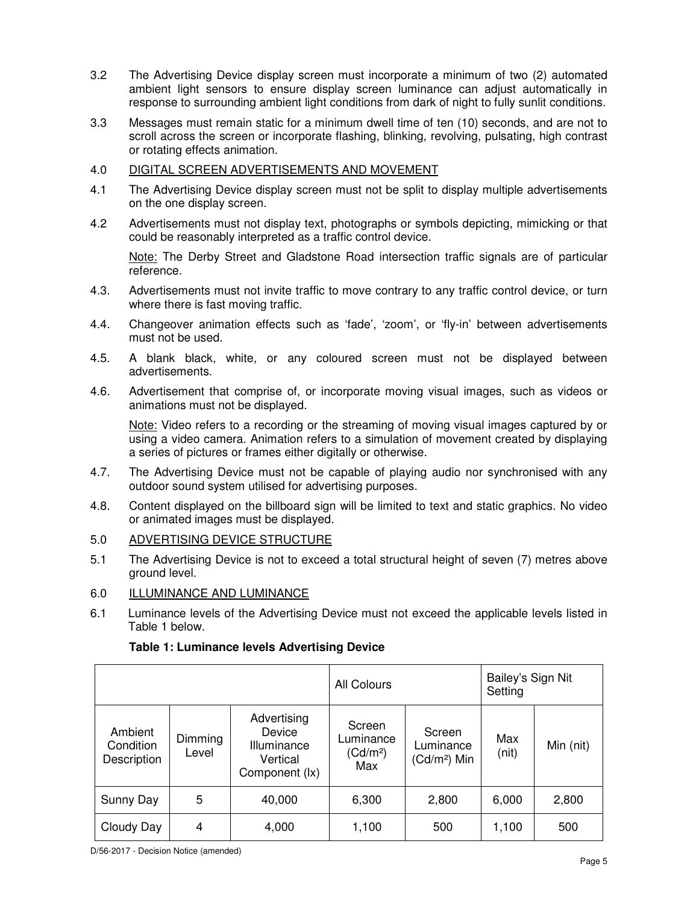3.2 The Advertising Device display screen must incorporate a minimum of two (2) automated ambient light sensors to ensure display screen luminance can adjust automatically in response to surrounding ambient light conditions from dark of night to fully sunlit conditions.

3.3 Messages must remain static for a minimum dwell time of ten (10) seconds, and are not to scroll across the screen or incorporate flashing, blinking, revolving, pulsating, high contrast or rotating effects animation.

4.0 <u>DIGITAL SCREEN ADVERTISEMENTS AND MOVEMENT</u>

4.1 The Advertising Device display screen must not be split to display multiple advertisements on the one display screen.

4.2 Advertisements must not display text, photographs or symbols depicting, mimicking or that could be reasonably interpreted as a traffic control device.

<u>Note:</u> The Derby Street and Gladstone Road intersection traffic signals are of particular reference.

4.3. Advertisements must not invite traffic to move contrary to any traffic control device, or turn where there is fast moving traffic.

4.4. Changeover animation effects such as 'fade', 'zoom', or 'fly-in' between advertisements must not be used.

4.5. A blank black, white, or any coloured screen must not be displayed between advertisements.

4.6. Advertisement that comprise of, or incorporate moving visual images, such as videos or animations must not be displayed.

<u>Note:</u> Video refers to a recording or the streaming of moving visual images captured by or using a video camera. Animation refers to a simulation of movement created by displaying a series of pictures or frames either digitally or otherwise.

4.7. The Advertising Device must not be capable of playing audio nor synchronised with any outdoor sound system utilised for advertising purposes.

4.8. Content displayed on the billboard sign will be limited to text and static graphics. No video or animated images must be displayed.

5.0 <u>ADVERTISING DEVICE STRUCTURE</u>

5.1 The Advertising Device is not to exceed a total structural height of seven (7) metres above ground level.

6.0 <u>ILLUMINANCE AND LUMINANCE</u>

6.1 Luminance levels of the Advertising Device must not exceed the applicable levels listed in Table 1 below.

**Table 1: Luminance levels Advertising Device**

| | | | All Colours | | Bailey's Sign Nit Setting | |
|---|---|---|---|---|---|---|
| Ambient Condition Description | Dimming Level | Advertising Device Illuminance Vertical Component (lx) | Screen Luminance ($Cd/m^2$) Max | Screen Luminance ($Cd/m^2$) Min | Max (nit) | Min (nit) |
| Sunny Day | 5 | 40,000 | 6,300 | 2,800 | 6,000 | 2,800 |
| Cloudy Day | 4 | 4,000 | 1,100 | 500 | 1,100 | 500 |

D/56-2017 - Decision Notice (amended)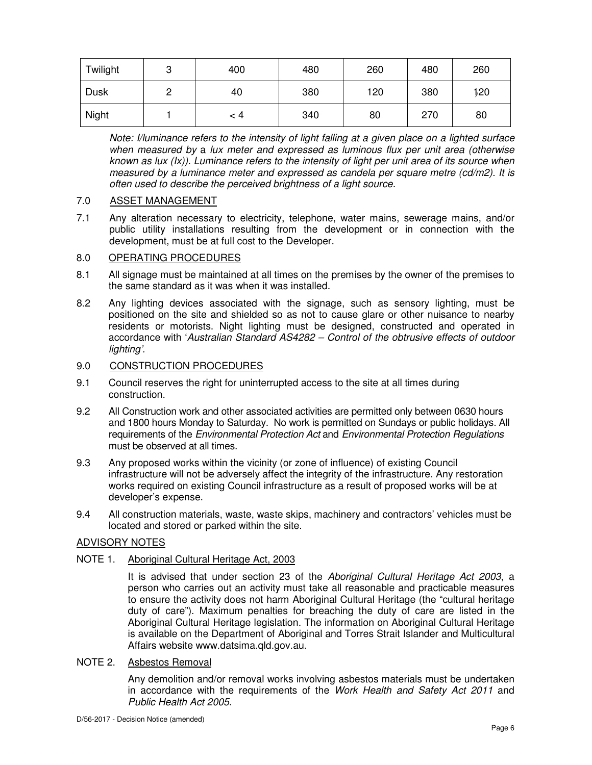| | | | | | | |
|---|---|---|---|---|---|---|
| Twilight | 3 | 400 | 480 | 260 | 480 | 260 |
| Dusk | 2 | 40 | 380 | 120 | 380 | 120 |
| Night | 1 | < 4 | 340 | 80 | 270 | 80 |

*Note: I/luminance refers to the intensity of light falling at a given place on a lighted surface when measured by* a *lux meter and expressed as luminous flux per unit area (otherwise known as lux (lx)). Luminance refers to the intensity of light per unit area of its source when measured by a luminance meter and expressed as candela per square metre (cd/m2). It is often used to describe the perceived brightness of a light source.*

## 7.0 ASSET MANAGEMENT

7.1 Any alteration necessary to electricity, telephone, water mains, sewerage mains, and/or public utility installations resulting from the development or in connection with the development, must be at full cost to the Developer.

## 8.0 OPERATING PROCEDURES

8.1 All signage must be maintained at all times on the premises by the owner of the premises to the same standard as it was when it was installed.

8.2 Any lighting devices associated with the signage, such as sensory lighting, must be positioned on the site and shielded so as not to cause glare or other nuisance to nearby residents or motorists. Night lighting must be designed, constructed and operated in accordance with '*Australian Standard AS4282 – Control of the obtrusive effects of outdoor lighting'.*

## 9.0 CONSTRUCTION PROCEDURES

9.1 Council reserves the right for uninterrupted access to the site at all times during construction.

9.2 All Construction work and other associated activities are permitted only between 0630 hours and 1800 hours Monday to Saturday. No work is permitted on Sundays or public holidays. All requirements of the *Environmental Protection Act* and *Environmental Protection Regulations* must be observed at all times.

9.3 Any proposed works within the vicinity (or zone of influence) of existing Council infrastructure will not be adversely affect the integrity of the infrastructure. Any restoration works required on existing Council infrastructure as a result of proposed works will be at developer's expense.

9.4 All construction materials, waste, waste skips, machinery and contractors' vehicles must be located and stored or parked within the site.

## ADVISORY NOTES

### NOTE 1. Aboriginal Cultural Heritage Act, 2003

It is advised that under section 23 of the *Aboriginal Cultural Heritage Act 2003*, a person who carries out an activity must take all reasonable and practicable measures to ensure the activity does not harm Aboriginal Cultural Heritage (the "cultural heritage duty of care"). Maximum penalties for breaching the duty of care are listed in the Aboriginal Cultural Heritage legislation. The information on Aboriginal Cultural Heritage is available on the Department of Aboriginal and Torres Strait Islander and Multicultural Affairs website www.datsima.qld.gov.au.

### NOTE 2. Asbestos Removal

Any demolition and/or removal works involving asbestos materials must be undertaken in accordance with the requirements of the *Work Health and Safety Act 2011* and *Public Health Act 2005*.

D/56-2017 - Decision Notice (amended)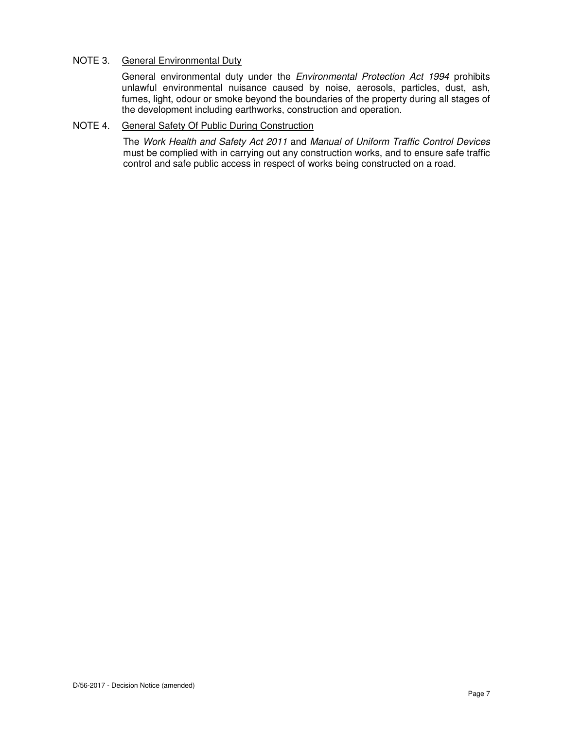NOTE 3. <u>General Environmental Duty</u>

General environmental duty under the *Environmental Protection Act 1994* prohibits unlawful environmental nuisance caused by noise, aerosols, particles, dust, ash, fumes, light, odour or smoke beyond the boundaries of the property during all stages of the development including earthworks, construction and operation.

NOTE 4. <u>General Safety Of Public During Construction</u>

The *Work Health and Safety Act 2011* and *Manual of Uniform Traffic Control Devices* must be complied with in carrying out any construction works, and to ensure safe traffic control and safe public access in respect of works being constructed on a road.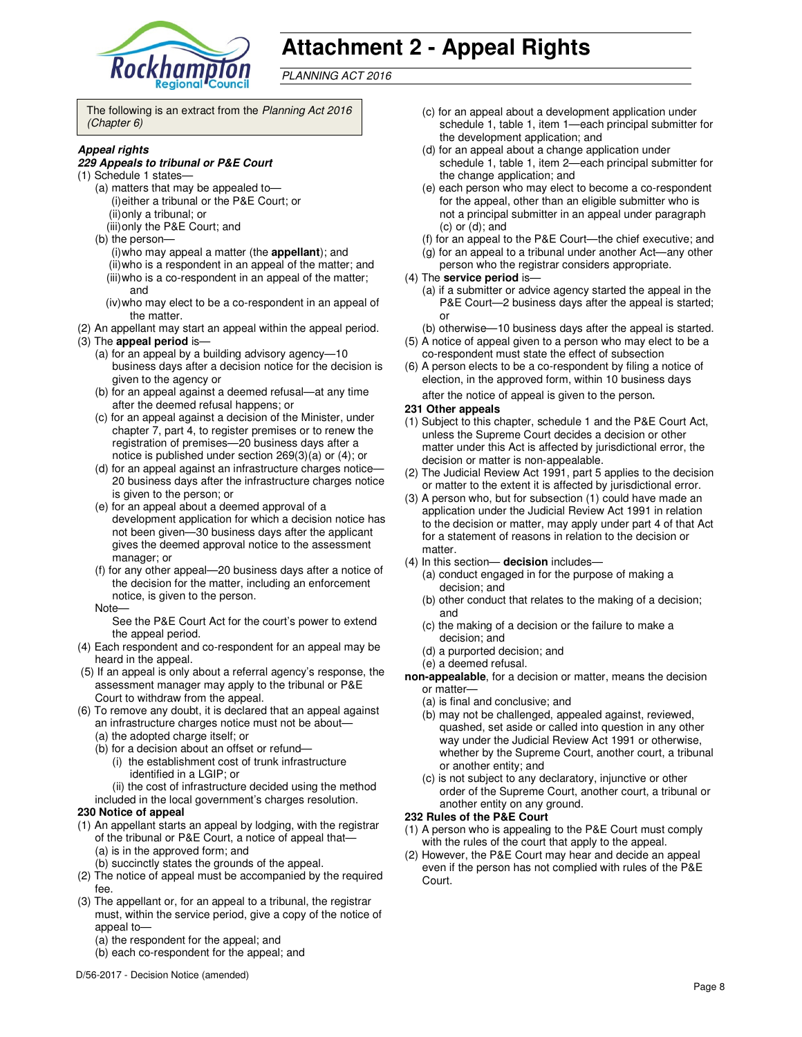# Attachment 2 - Appeal Rights

*PLANNING ACT 2016*

The following is an extract from the *Planning Act 2016 (Chapter 6)*

***Appeal rights***

***229 Appeals to tribunal or P&E Court***

(1) Schedule 1 states—
- (a) matters that may be appealed to—
  - (i) either a tribunal or the P&E Court; or
  - (ii) only a tribunal; or
  - (iii) only the P&E Court; and
- (b) the person—
  - (i) who may appeal a matter (the **appellant**); and
  - (ii) who is a respondent in an appeal of the matter; and
  - (iii) who is a co-respondent in an appeal of the matter; and
  - (iv) who may elect to be a co-respondent in an appeal of the matter.

(2) An appellant may start an appeal within the appeal period.

(3) The **appeal period** is—
- (a) for an appeal by a building advisory agency—10 business days after a decision notice for the decision is given to the agency or
- (b) for an appeal against a deemed refusal—at any time after the deemed refusal happens; or
- (c) for an appeal against a decision of the Minister, under chapter 7, part 4, to register premises or to renew the registration of premises—20 business days after a notice is published under section 269(3)(a) or (4); or
- (d) for an appeal against an infrastructure charges notice—20 business days after the infrastructure charges notice is given to the person; or
- (e) for an appeal about a deemed approval of a development application for which a decision notice has not been given—30 business days after the applicant gives the deemed approval notice to the assessment manager; or
- (f) for any other appeal—20 business days after a notice of the decision for the matter, including an enforcement notice, is given to the person.

Note—

See the P&E Court Act for the court's power to extend the appeal period.

(4) Each respondent and co-respondent for an appeal may be heard in the appeal.

(5) If an appeal is only about a referral agency's response, the assessment manager may apply to the tribunal or P&E Court to withdraw from the appeal.

(6) To remove any doubt, it is declared that an appeal against an infrastructure charges notice must not be about—
- (a) the adopted charge itself; or
- (b) for a decision about an offset or refund—
  - (i) the establishment cost of trunk infrastructure identified in a LGIP; or
  - (ii) the cost of infrastructure decided using the method included in the local government's charges resolution.

**230 Notice of appeal**

(1) An appellant starts an appeal by lodging, with the registrar of the tribunal or P&E Court, a notice of appeal that—
- (a) is in the approved form; and
- (b) succinctly states the grounds of the appeal.

(2) The notice of appeal must be accompanied by the required fee.

(3) The appellant or, for an appeal to a tribunal, the registrar must, within the service period, give a copy of the notice of appeal to—
- (a) the respondent for the appeal; and
- (b) each co-respondent for the appeal; and
- (c) for an appeal about a development application under schedule 1, table 1, item 1—each principal submitter for the development application; and
- (d) for an appeal about a change application under schedule 1, table 1, item 2—each principal submitter for the change application; and
- (e) each person who may elect to become a co-respondent for the appeal, other than an eligible submitter who is not a principal submitter in an appeal under paragraph (c) or (d); and
- (f) for an appeal to the P&E Court—the chief executive; and
- (g) for an appeal to a tribunal under another Act—any other person who the registrar considers appropriate.

(4) The **service period** is—
- (a) if a submitter or advice agency started the appeal in the P&E Court—2 business days after the appeal is started; or
- (b) otherwise—10 business days after the appeal is started.

(5) A notice of appeal given to a person who may elect to be a co-respondent must state the effect of subsection

(6) A person elects to be a co-respondent by filing a notice of election, in the approved form, within 10 business days after the notice of appeal is given to the person.

**231 Other appeals**

(1) Subject to this chapter, schedule 1 and the P&E Court Act, unless the Supreme Court decides a decision or other matter under this Act is affected by jurisdictional error, the decision or matter is non-appealable.

(2) The Judicial Review Act 1991, part 5 applies to the decision or matter to the extent it is affected by jurisdictional error.

(3) A person who, but for subsection (1) could have made an application under the Judicial Review Act 1991 in relation to the decision or matter, may apply under part 4 of that Act for a statement of reasons in relation to the decision or matter.

(4) In this section— **decision** includes—
- (a) conduct engaged in for the purpose of making a decision; and
- (b) other conduct that relates to the making of a decision; and
- (c) the making of a decision or the failure to make a decision; and
- (d) a purported decision; and
- (e) a deemed refusal.

**non-appealable**, for a decision or matter, means the decision or matter—
- (a) is final and conclusive; and
- (b) may not be challenged, appealed against, reviewed, quashed, set aside or called into question in any other way under the Judicial Review Act 1991 or otherwise, whether by the Supreme Court, another court, a tribunal or another entity; and
- (c) is not subject to any declaratory, injunctive or other order of the Supreme Court, another court, a tribunal or another entity on any ground.

**232 Rules of the P&E Court**

(1) A person who is appealing to the P&E Court must comply with the rules of the court that apply to the appeal.

(2) However, the P&E Court may hear and decide an appeal even if the person has not complied with rules of the P&E Court.

D/56-2017 - Decision Notice (amended)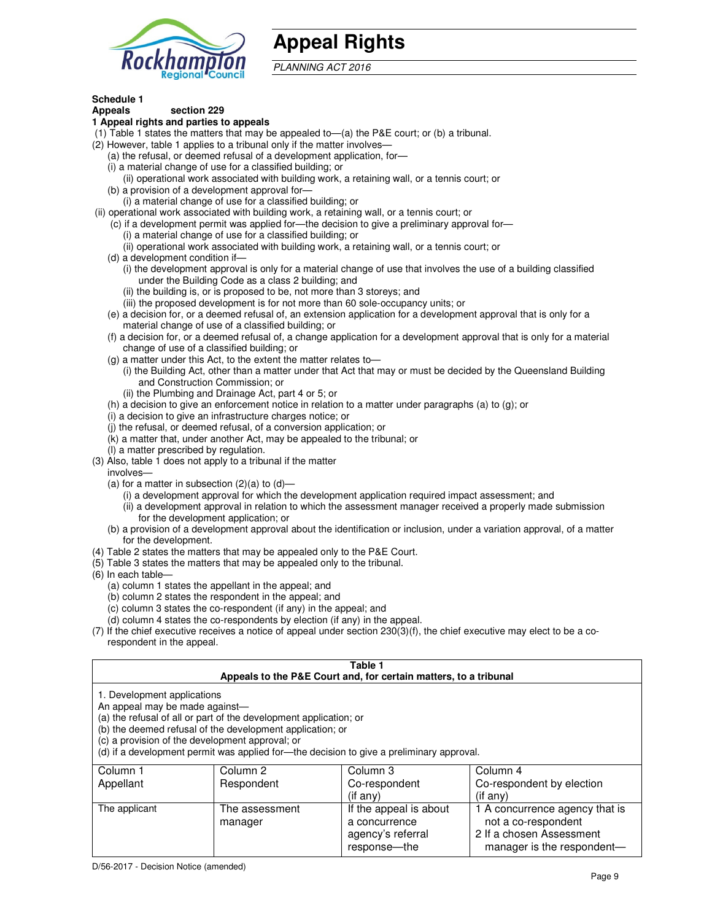# Appeal Rights

*PLANNING ACT 2016*

**Schedule 1**
**Appeals section 229**
**1 Appeal rights and parties to appeals**

(1) Table 1 states the matters that may be appealed to—(a) the P&E court; or (b) a tribunal.
(2) However, table 1 applies to a tribunal only if the matter involves—
  (a) the refusal, or deemed refusal of a development application, for—
  (i) a material change of use for a classified building; or
    (ii) operational work associated with building work, a retaining wall, or a tennis court; or
  (b) a provision of a development approval for—
    (i) a material change of use for a classified building; or
(ii) operational work associated with building work, a retaining wall, or a tennis court; or
  (c) if a development permit was applied for—the decision to give a preliminary approval for—
    (i) a material change of use for a classified building; or
    (ii) operational work associated with building work, a retaining wall, or a tennis court; or
  (d) a development condition if—
    (i) the development approval is only for a material change of use that involves the use of a building classified under the Building Code as a class 2 building; and
    (ii) the building is, or is proposed to be, not more than 3 storeys; and
    (iii) the proposed development is for not more than 60 sole-occupancy units; or
  (e) a decision for, or a deemed refusal of, an extension application for a development approval that is only for a material change of use of a classified building; or
  (f) a decision for, or a deemed refusal of, a change application for a development approval that is only for a material change of use of a classified building; or
  (g) a matter under this Act, to the extent the matter relates to—
    (i) the Building Act, other than a matter under that Act that may or must be decided by the Queensland Building and Construction Commission; or
    (ii) the Plumbing and Drainage Act, part 4 or 5; or
  (h) a decision to give an enforcement notice in relation to a matter under paragraphs (a) to (g); or
  (i) a decision to give an infrastructure charges notice; or
  (j) the refusal, or deemed refusal, of a conversion application; or
  (k) a matter that, under another Act, may be appealed to the tribunal; or
  (l) a matter prescribed by regulation.
(3) Also, table 1 does not apply to a tribunal if the matter involves—
  (a) for a matter in subsection (2)(a) to (d)—
    (i) a development approval for which the development application required impact assessment; and
    (ii) a development approval in relation to which the assessment manager received a properly made submission for the development application; or
  (b) a provision of a development approval about the identification or inclusion, under a variation approval, of a matter for the development.
(4) Table 2 states the matters that may be appealed only to the P&E Court.
(5) Table 3 states the matters that may be appealed only to the tribunal.
(6) In each table—
  (a) column 1 states the appellant in the appeal; and
  (b) column 2 states the respondent in the appeal; and
  (c) column 3 states the co-respondent (if any) in the appeal; and
  (d) column 4 states the co-respondents by election (if any) in the appeal.
(7) If the chief executive receives a notice of appeal under section 230(3)(f), the chief executive may elect to be a co-respondent in the appeal.

**Table 1**
**Appeals to the P&E Court and, for certain matters, to a tribunal**

1. Development applications
An appeal may be made against—
(a) the refusal of all or part of the development application; or
(b) the deemed refusal of the development application; or
(c) a provision of the development approval; or
(d) if a development permit was applied for—the decision to give a preliminary approval.

| Column 1<br>Appellant | Column 2<br>Respondent | Column 3<br>Co-respondent<br>(if any) | Column 4<br>Co-respondent by election<br>(if any) |
|---|---|---|---|
| The applicant | The assessment manager | If the appeal is about a concurrence agency's referral response—the | 1 A concurrence agency that is not a co-respondent<br>2 If a chosen Assessment manager is the respondent— |

D/56-2017 - Decision Notice (amended)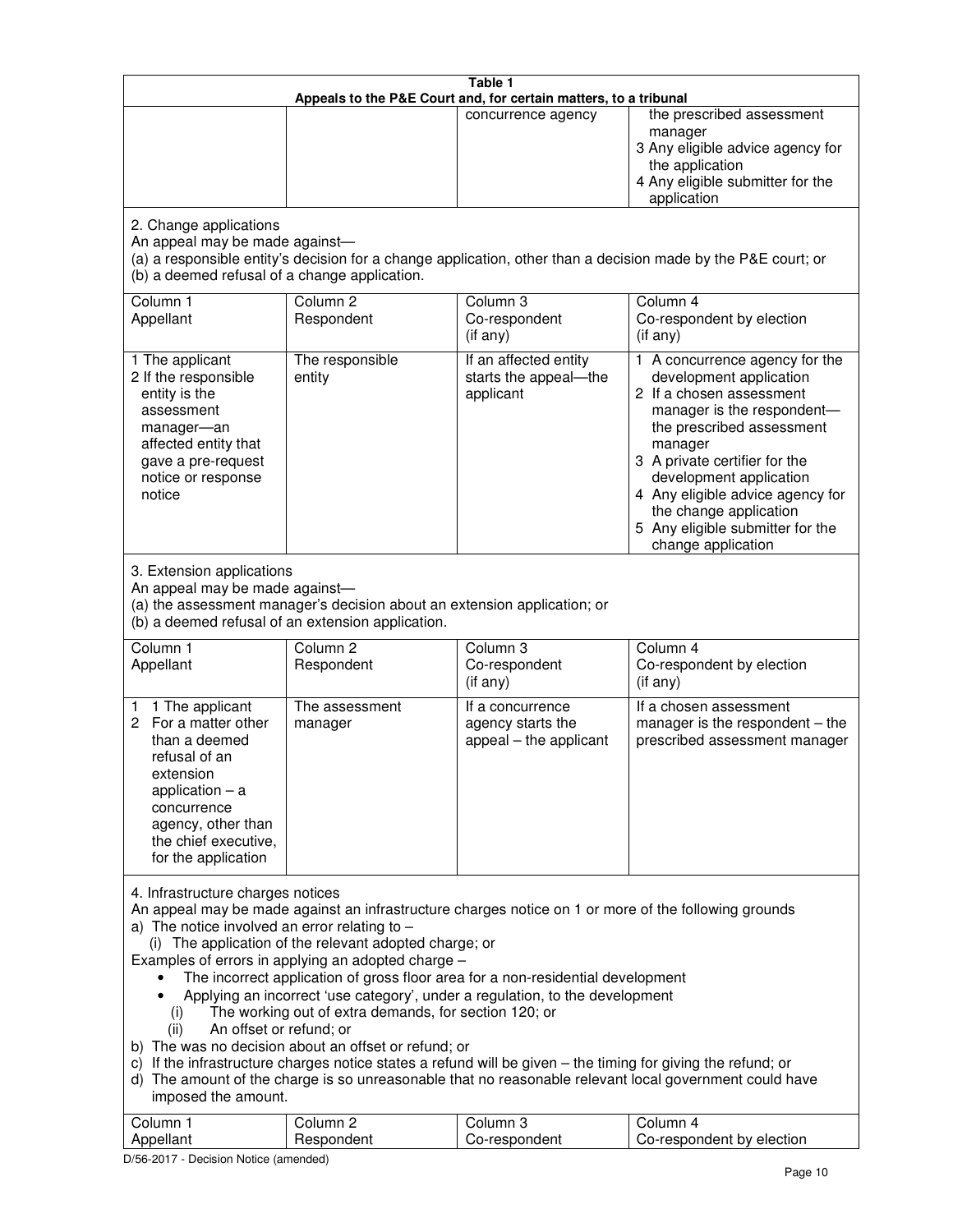**Table 1**
**Appeals to the P&E Court and, for certain matters, to a tribunal**

| | | | |
|---|---|---|---|
| | | concurrence agency | the prescribed assessment manager<br>3 Any eligible advice agency for the application<br>4 Any eligible submitter for the application |

2. Change applications

An appeal may be made against—

(a) a responsible entity's decision for a change application, other than a decision made by the P&E court; or

(b) a deemed refusal of a change application.

| Column 1<br>Appellant | Column 2<br>Respondent | Column 3<br>Co-respondent<br>(if any) | Column 4<br>Co-respondent by election<br>(if any) |
|---|---|---|---|
| 1 The applicant<br>2 If the responsible entity is the assessment manager—an affected entity that gave a pre-request notice or response notice | The responsible entity | If an affected entity starts the appeal—the applicant | 1 A concurrence agency for the development application<br>2 If a chosen assessment manager is the respondent—the prescribed assessment manager<br>3 A private certifier for the development application<br>4 Any eligible advice agency for the change application<br>5 Any eligible submitter for the change application |

3. Extension applications

An appeal may be made against—

(a) the assessment manager's decision about an extension application; or

(b) a deemed refusal of an extension application.

| Column 1<br>Appellant | Column 2<br>Respondent | Column 3<br>Co-respondent<br>(if any) | Column 4<br>Co-respondent by election<br>(if any) |
|---|---|---|---|
| 1 1 The applicant<br>2 For a matter other than a deemed refusal of an extension application – a concurrence agency, other than the chief executive, for the application | The assessment manager | If a concurrence agency starts the appeal – the applicant | If a chosen assessment manager is the respondent – the prescribed assessment manager |

4. Infrastructure charges notices

An appeal may be made against an infrastructure charges notice on 1 or more of the following grounds

a) The notice involved an error relating to –

(i) The application of the relevant adopted charge; or

Examples of errors in applying an adopted charge –

- The incorrect application of gross floor area for a non-residential development
- Applying an incorrect 'use category', under a regulation, to the development

(i) The working out of extra demands, for section 120; or

(ii) An offset or refund; or

b) The was no decision about an offset or refund; or

c) If the infrastructure charges notice states a refund will be given – the timing for giving the refund; or

d) The amount of the charge is so unreasonable that no reasonable relevant local government could have imposed the amount.

| Column 1<br>Appellant | Column 2<br>Respondent | Column 3<br>Co-respondent | Column 4<br>Co-respondent by election |
|---|---|---|---|

D/56-2017 - Decision Notice (amended)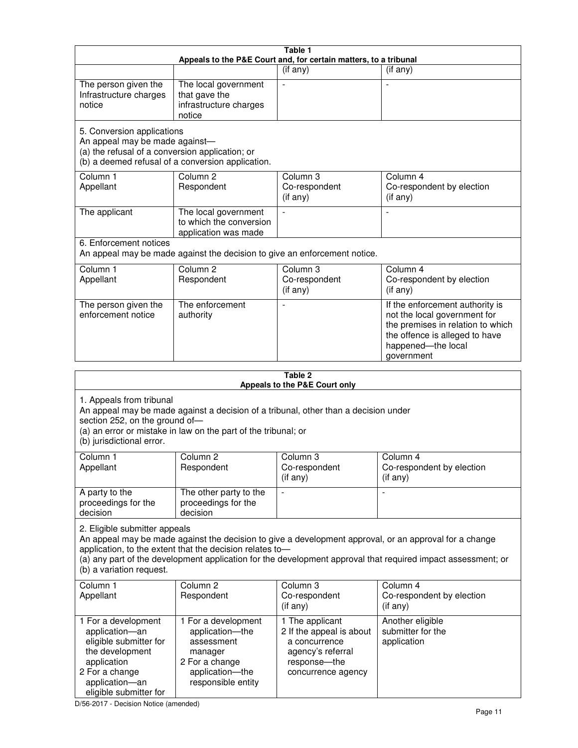| Table 1<br>Appeals to the P&E Court and, for certain matters, to a tribunal | | | |
|---|---|---|---|
| | | (if any) | (if any) |
| The person given the Infrastructure charges notice | The local government that gave the infrastructure charges notice | - | - |
| 5. Conversion applications<br>An appeal may be made against—<br>(a) the refusal of a conversion application; or<br>(b) a deemed refusal of a conversion application. | | | |
| Column 1<br>Appellant | Column 2<br>Respondent | Column 3<br>Co-respondent<br>(if any) | Column 4<br>Co-respondent by election<br>(if any) |
| The applicant | The local government to which the conversion application was made | - | - |
| 6. Enforcement notices<br>An appeal may be made against the decision to give an enforcement notice. | | | |
| Column 1<br>Appellant | Column 2<br>Respondent | Column 3<br>Co-respondent<br>(if any) | Column 4<br>Co-respondent by election<br>(if any) |
| The person given the enforcement notice | The enforcement authority | - | If the enforcement authority is not the local government for the premises in relation to which the offence is alleged to have happened—the local government |

| Table 2<br>Appeals to the P&E Court only | | | |
|---|---|---|---|
| 1. Appeals from tribunal<br>An appeal may be made against a decision of a tribunal, other than a decision under section 252, on the ground of—<br>(a) an error or mistake in law on the part of the tribunal; or<br>(b) jurisdictional error. | | | |
| Column 1<br>Appellant | Column 2<br>Respondent | Column 3<br>Co-respondent<br>(if any) | Column 4<br>Co-respondent by election<br>(if any) |
| A party to the proceedings for the decision | The other party to the proceedings for the decision | - | - |
| 2. Eligible submitter appeals<br>An appeal may be made against the decision to give a development approval, or an approval for a change application, to the extent that the decision relates to—<br>(a) any part of the development application for the development approval that required impact assessment; or<br>(b) a variation request. | | | |
| Column 1<br>Appellant | Column 2<br>Respondent | Column 3<br>Co-respondent<br>(if any) | Column 4<br>Co-respondent by election<br>(if any) |
| 1 For a development application—an eligible submitter for the development application<br>2 For a change application—an eligible submitter for | 1 For a development application—the assessment manager<br>2 For a change application—the responsible entity | 1 The applicant<br>2 If the appeal is about a concurrence agency's referral response—the concurrence agency | Another eligible submitter for the application |

D/56-2017 - Decision Notice (amended)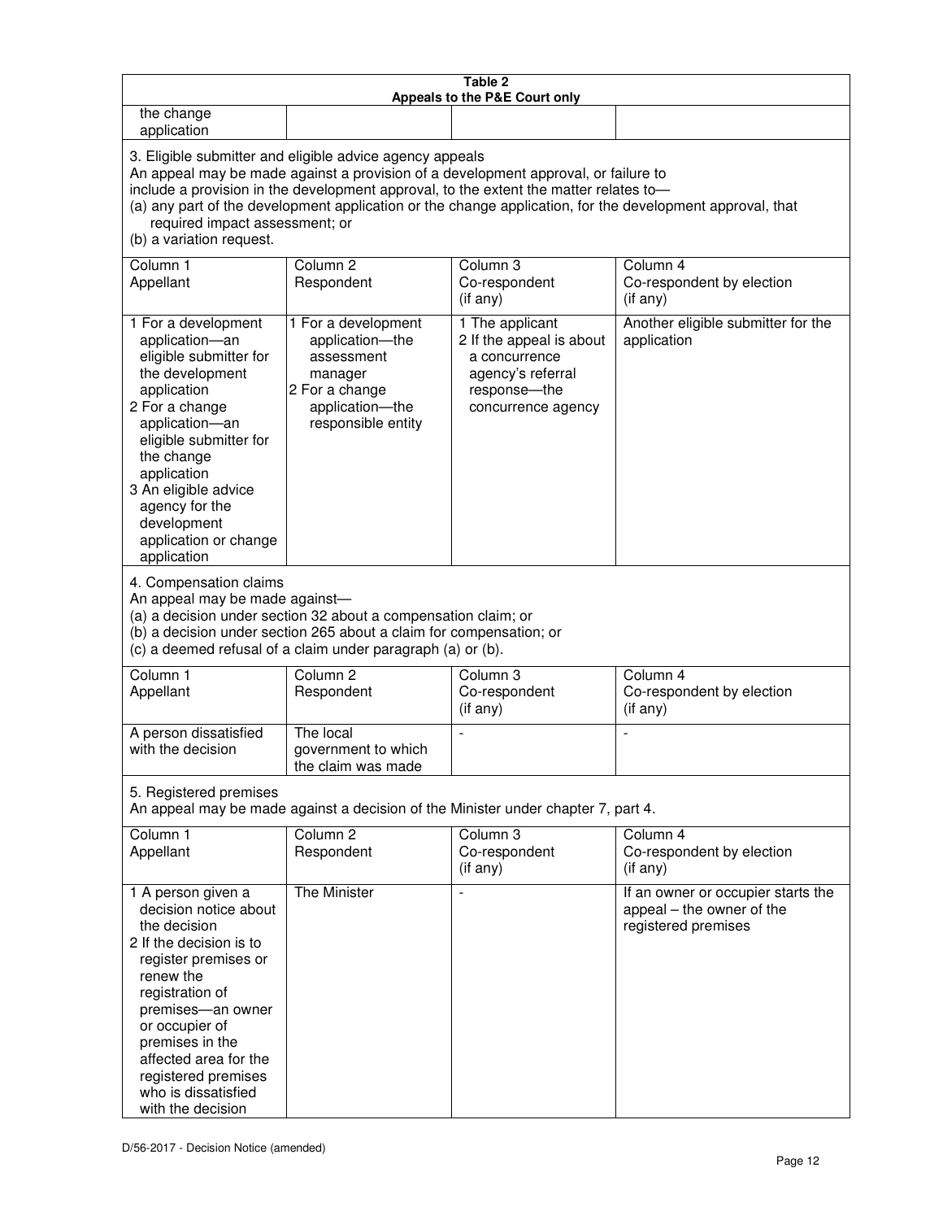| Table 2<br>Appeals to the P&E Court only | | | |
|---|---|---|---|
| the change application | | | |
| 3. Eligible submitter and eligible advice agency appeals<br>An appeal may be made against a provision of a development approval, or failure to include a provision in the development approval, to the extent the matter relates to—<br>(a) any part of the development application or the change application, for the development approval, that required impact assessment; or<br>(b) a variation request. | | | |
| Column 1<br>Appellant | Column 2<br>Respondent | Column 3<br>Co-respondent<br>(if any) | Column 4<br>Co-respondent by election<br>(if any) |
| 1 For a development application—an eligible submitter for the development application<br>2 For a change application—an eligible submitter for the change application<br>3 An eligible advice agency for the development application or change application | 1 For a development application—the assessment manager<br>2 For a change application—the responsible entity | 1 The applicant<br>2 If the appeal is about a concurrence agency's referral response—the concurrence agency | Another eligible submitter for the application |
| 4. Compensation claims<br>An appeal may be made against—<br>(a) a decision under section 32 about a compensation claim; or<br>(b) a decision under section 265 about a claim for compensation; or<br>(c) a deemed refusal of a claim under paragraph (a) or (b). | | | |
| Column 1<br>Appellant | Column 2<br>Respondent | Column 3<br>Co-respondent<br>(if any) | Column 4<br>Co-respondent by election<br>(if any) |
| A person dissatisfied with the decision | The local government to which the claim was made | - | - |
| 5. Registered premises<br>An appeal may be made against a decision of the Minister under chapter 7, part 4. | | | |
| Column 1<br>Appellant | Column 2<br>Respondent | Column 3<br>Co-respondent<br>(if any) | Column 4<br>Co-respondent by election<br>(if any) |
| 1 A person given a decision notice about the decision<br>2 If the decision is to register premises or renew the registration of premises—an owner or occupier of premises in the affected area for the registered premises who is dissatisfied with the decision | The Minister | - | If an owner or occupier starts the appeal – the owner of the registered premises |

D/56-2017 - Decision Notice (amended)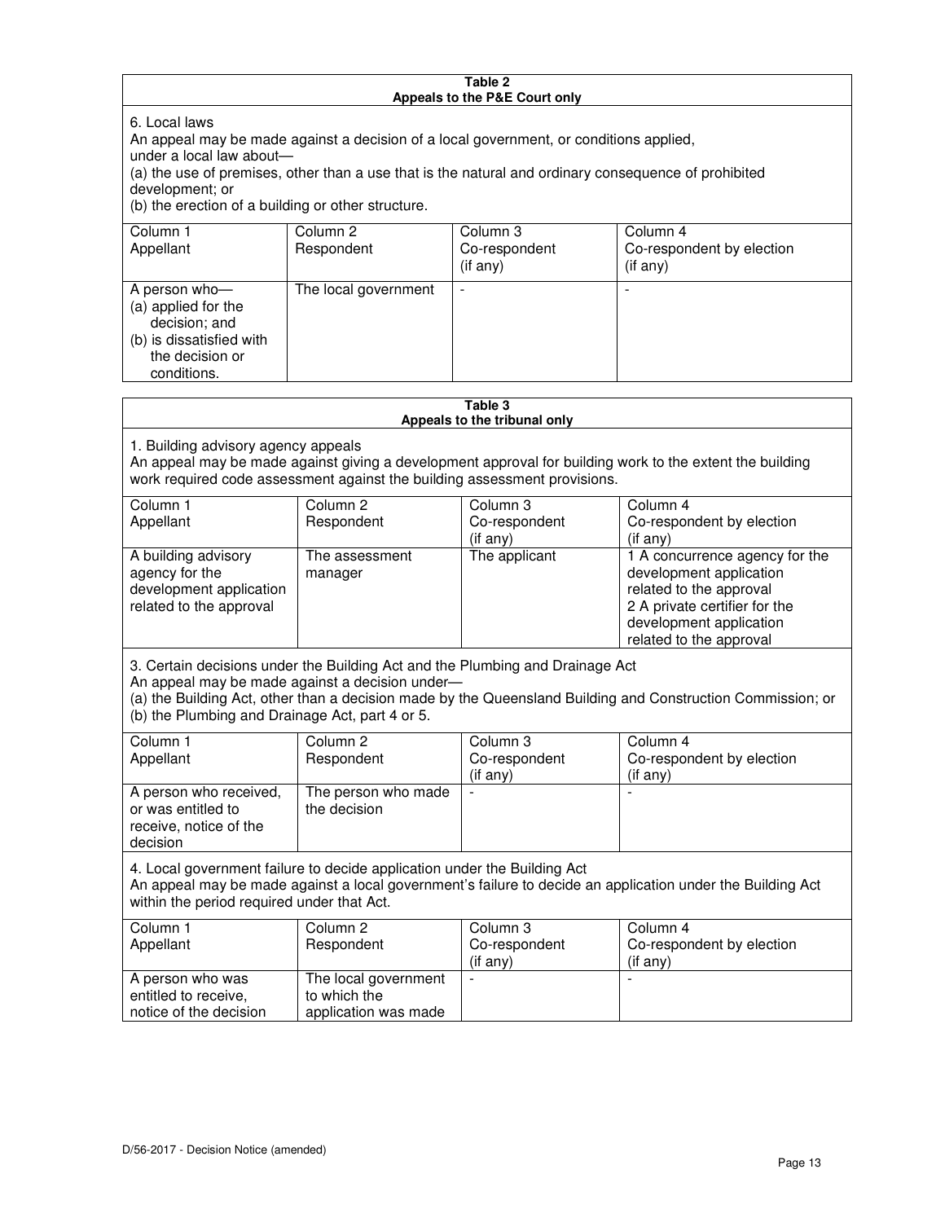**Table 2**
**Appeals to the P&E Court only**

6. Local laws
An appeal may be made against a decision of a local government, or conditions applied, under a local law about—
(a) the use of premises, other than a use that is the natural and ordinary consequence of prohibited development; or
(b) the erection of a building or other structure.

| Column 1<br>Appellant | Column 2<br>Respondent | Column 3<br>Co-respondent<br>(if any) | Column 4<br>Co-respondent by election<br>(if any) |
|---|---|---|---|
| A person who—<br>(a) applied for the decision; and<br>(b) is dissatisfied with the decision or conditions. | The local government | - | - |

**Table 3**
**Appeals to the tribunal only**

1. Building advisory agency appeals
An appeal may be made against giving a development approval for building work to the extent the building work required code assessment against the building assessment provisions.

| Column 1<br>Appellant | Column 2<br>Respondent | Column 3<br>Co-respondent<br>(if any) | Column 4<br>Co-respondent by election<br>(if any) |
|---|---|---|---|
| A building advisory agency for the development application related to the approval | The assessment manager | The applicant | 1 A concurrence agency for the development application related to the approval<br>2 A private certifier for the development application related to the approval |

3. Certain decisions under the Building Act and the Plumbing and Drainage Act
An appeal may be made against a decision under—
(a) the Building Act, other than a decision made by the Queensland Building and Construction Commission; or
(b) the Plumbing and Drainage Act, part 4 or 5.

| Column 1<br>Appellant | Column 2<br>Respondent | Column 3<br>Co-respondent<br>(if any) | Column 4<br>Co-respondent by election<br>(if any) |
|---|---|---|---|
| A person who received, or was entitled to receive, notice of the decision | The person who made the decision | - | - |

4. Local government failure to decide application under the Building Act
An appeal may be made against a local government's failure to decide an application under the Building Act within the period required under that Act.

| Column 1<br>Appellant | Column 2<br>Respondent | Column 3<br>Co-respondent<br>(if any) | Column 4<br>Co-respondent by election<br>(if any) |
|---|---|---|---|
| A person who was entitled to receive, notice of the decision | The local government to which the application was made | - | - |

D/56-2017 - Decision Notice (amended)